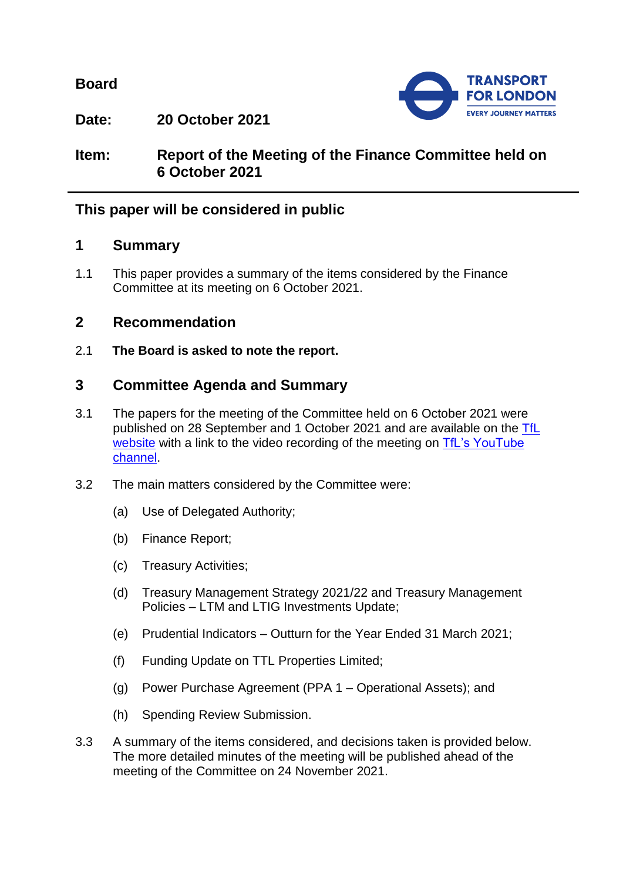**Board**

**Date:** **20 October 2021**

**Item:** **Report of the Meeting of the Finance Committee held on 6 October 2021**

---

## This paper will be considered in public

## 1 Summary

1.1 This paper provides a summary of the items considered by the Finance Committee at its meeting on 6 October 2021.

## 2 Recommendation

2.1 **The Board is asked to note the report.**

## 3 Committee Agenda and Summary

3.1 The papers for the meeting of the Committee held on 6 October 2021 were published on 28 September and 1 October 2021 and are available on the TfL website with a link to the video recording of the meeting on TfL's YouTube channel.

3.2 The main matters considered by the Committee were:

(a) Use of Delegated Authority;

(b) Finance Report;

(c) Treasury Activities;

(d) Treasury Management Strategy 2021/22 and Treasury Management Policies – LTM and LTIG Investments Update;

(e) Prudential Indicators – Outturn for the Year Ended 31 March 2021;

(f) Funding Update on TTL Properties Limited;

(g) Power Purchase Agreement (PPA 1 – Operational Assets); and

(h) Spending Review Submission.

3.3 A summary of the items considered, and decisions taken is provided below. The more detailed minutes of the meeting will be published ahead of the meeting of the Committee on 24 November 2021.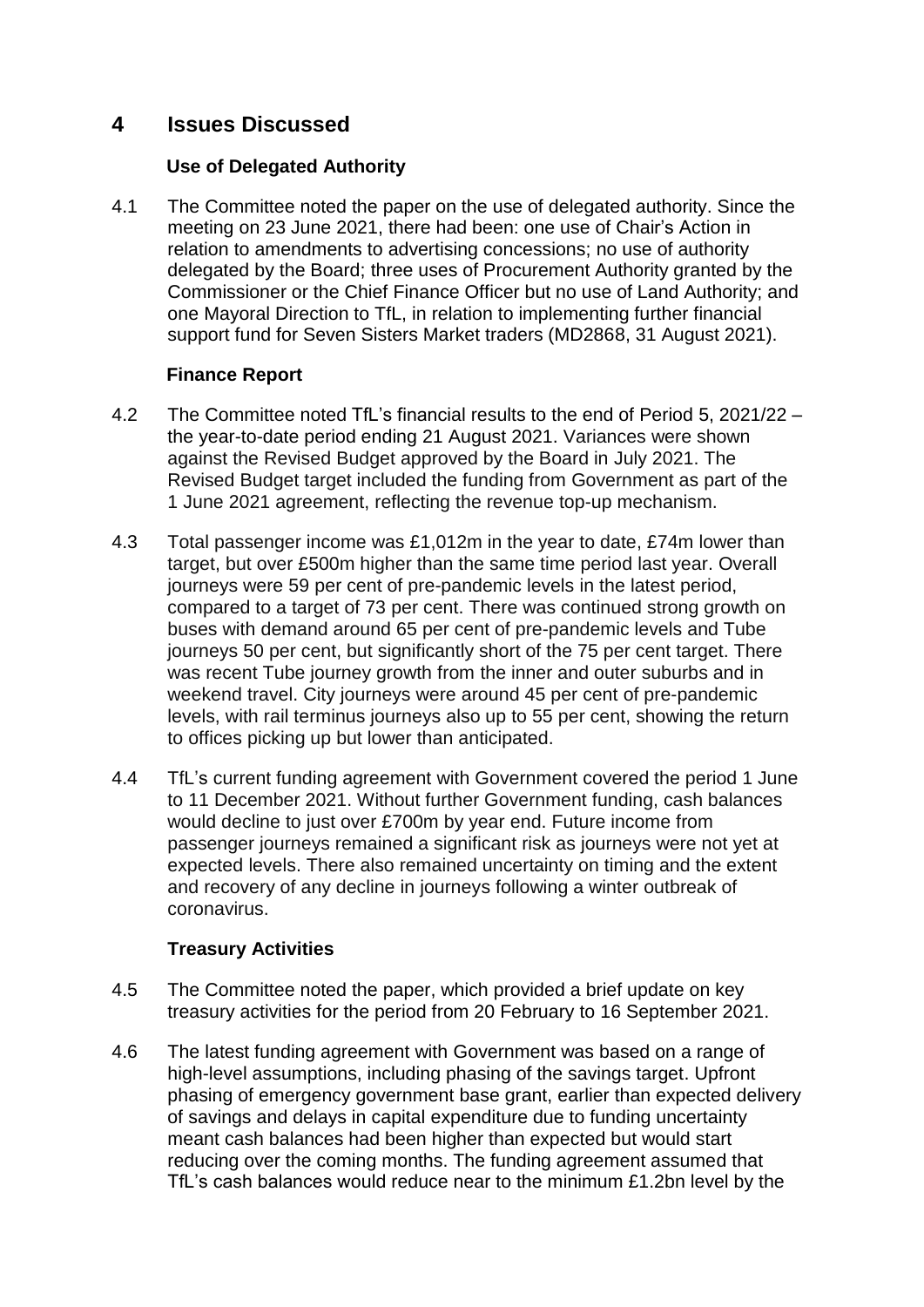# 4 Issues Discussed

### Use of Delegated Authority

4.1 The Committee noted the paper on the use of delegated authority. Since the meeting on 23 June 2021, there had been: one use of Chair's Action in relation to amendments to advertising concessions; no use of authority delegated by the Board; three uses of Procurement Authority granted by the Commissioner or the Chief Finance Officer but no use of Land Authority; and one Mayoral Direction to TfL, in relation to implementing further financial support fund for Seven Sisters Market traders (MD2868, 31 August 2021).

### Finance Report

4.2 The Committee noted TfL's financial results to the end of Period 5, 2021/22 – the year-to-date period ending 21 August 2021. Variances were shown against the Revised Budget approved by the Board in July 2021. The Revised Budget target included the funding from Government as part of the 1 June 2021 agreement, reflecting the revenue top-up mechanism.

4.3 Total passenger income was £1,012m in the year to date, £74m lower than target, but over £500m higher than the same time period last year. Overall journeys were 59 per cent of pre-pandemic levels in the latest period, compared to a target of 73 per cent. There was continued strong growth on buses with demand around 65 per cent of pre-pandemic levels and Tube journeys 50 per cent, but significantly short of the 75 per cent target. There was recent Tube journey growth from the inner and outer suburbs and in weekend travel. City journeys were around 45 per cent of pre-pandemic levels, with rail terminus journeys also up to 55 per cent, showing the return to offices picking up but lower than anticipated.

4.4 TfL's current funding agreement with Government covered the period 1 June to 11 December 2021. Without further Government funding, cash balances would decline to just over £700m by year end. Future income from passenger journeys remained a significant risk as journeys were not yet at expected levels. There also remained uncertainty on timing and the extent and recovery of any decline in journeys following a winter outbreak of coronavirus.

### Treasury Activities

4.5 The Committee noted the paper, which provided a brief update on key treasury activities for the period from 20 February to 16 September 2021.

4.6 The latest funding agreement with Government was based on a range of high-level assumptions, including phasing of the savings target. Upfront phasing of emergency government base grant, earlier than expected delivery of savings and delays in capital expenditure due to funding uncertainty meant cash balances had been higher than expected but would start reducing over the coming months. The funding agreement assumed that TfL's cash balances would reduce near to the minimum £1.2bn level by the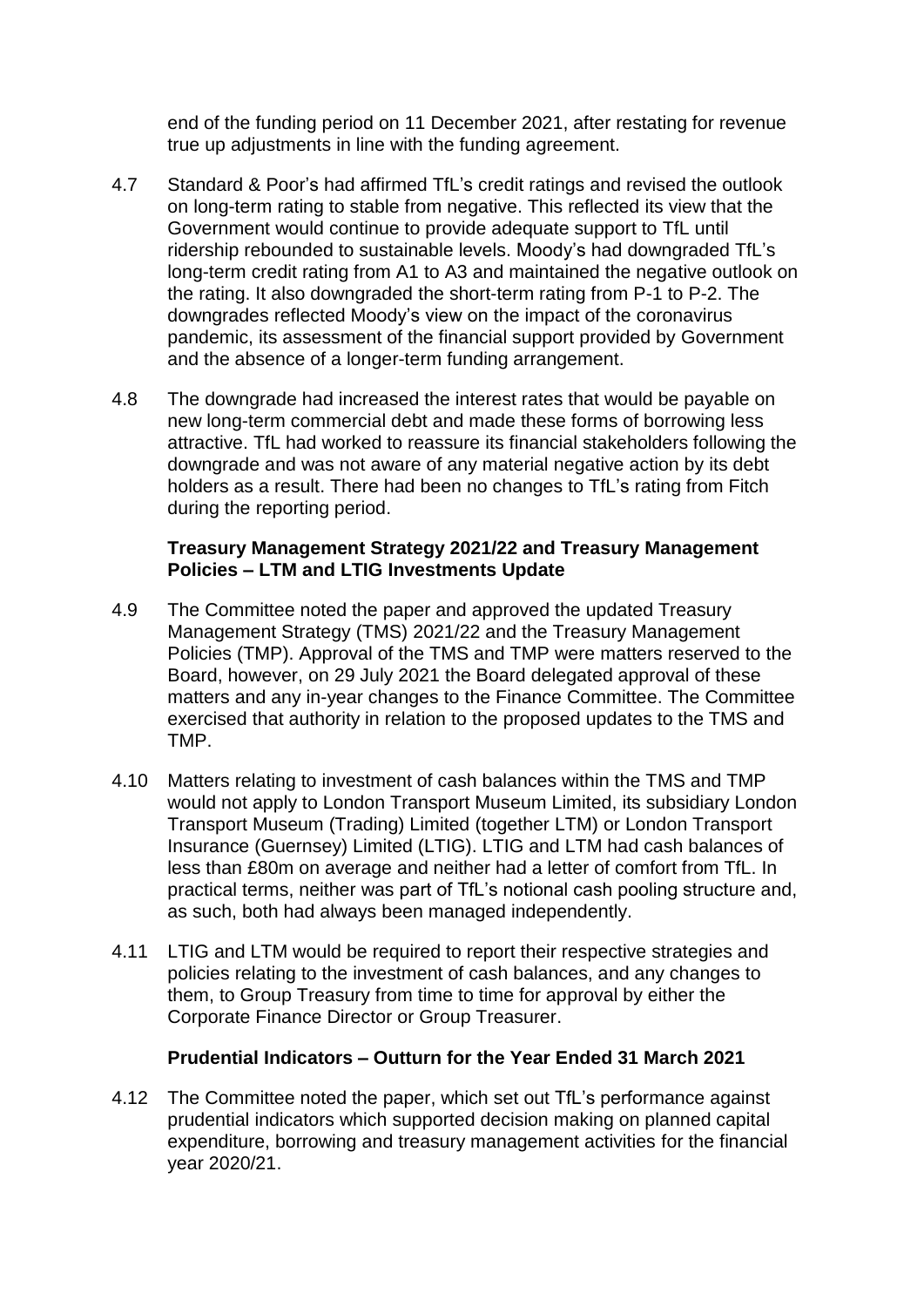end of the funding period on 11 December 2021, after restating for revenue true up adjustments in line with the funding agreement.

4.7 Standard & Poor's had affirmed TfL's credit ratings and revised the outlook on long-term rating to stable from negative. This reflected its view that the Government would continue to provide adequate support to TfL until ridership rebounded to sustainable levels. Moody's had downgraded TfL's long-term credit rating from A1 to A3 and maintained the negative outlook on the rating. It also downgraded the short-term rating from P-1 to P-2. The downgrades reflected Moody's view on the impact of the coronavirus pandemic, its assessment of the financial support provided by Government and the absence of a longer-term funding arrangement.

4.8 The downgrade had increased the interest rates that would be payable on new long-term commercial debt and made these forms of borrowing less attractive. TfL had worked to reassure its financial stakeholders following the downgrade and was not aware of any material negative action by its debt holders as a result. There had been no changes to TfL's rating from Fitch during the reporting period.

**Treasury Management Strategy 2021/22 and Treasury Management Policies – LTM and LTIG Investments Update**

4.9 The Committee noted the paper and approved the updated Treasury Management Strategy (TMS) 2021/22 and the Treasury Management Policies (TMP). Approval of the TMS and TMP were matters reserved to the Board, however, on 29 July 2021 the Board delegated approval of these matters and any in-year changes to the Finance Committee. The Committee exercised that authority in relation to the proposed updates to the TMS and TMP.

4.10 Matters relating to investment of cash balances within the TMS and TMP would not apply to London Transport Museum Limited, its subsidiary London Transport Museum (Trading) Limited (together LTM) or London Transport Insurance (Guernsey) Limited (LTIG). LTIG and LTM had cash balances of less than £80m on average and neither had a letter of comfort from TfL. In practical terms, neither was part of TfL's notional cash pooling structure and, as such, both had always been managed independently.

4.11 LTIG and LTM would be required to report their respective strategies and policies relating to the investment of cash balances, and any changes to them, to Group Treasury from time to time for approval by either the Corporate Finance Director or Group Treasurer.

**Prudential Indicators – Outturn for the Year Ended 31 March 2021**

4.12 The Committee noted the paper, which set out TfL's performance against prudential indicators which supported decision making on planned capital expenditure, borrowing and treasury management activities for the financial year 2020/21.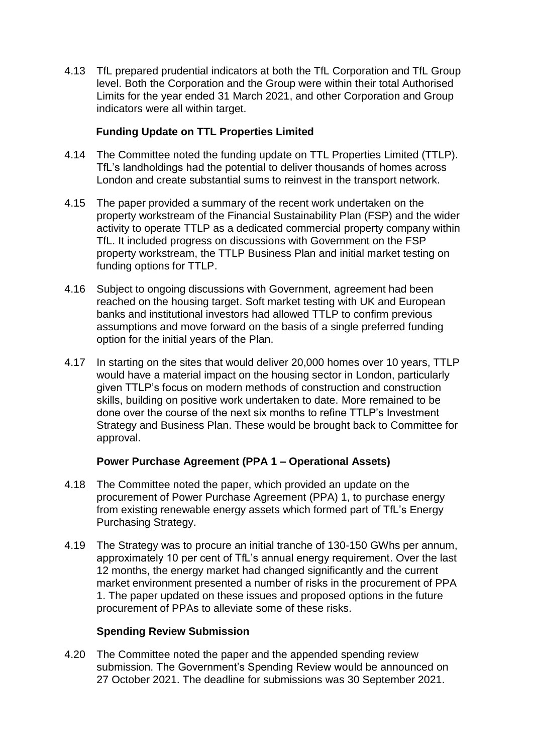4.13 TfL prepared prudential indicators at both the TfL Corporation and TfL Group level. Both the Corporation and the Group were within their total Authorised Limits for the year ended 31 March 2021, and other Corporation and Group indicators were all within target.

**Funding Update on TTL Properties Limited**

4.14 The Committee noted the funding update on TTL Properties Limited (TTLP). TfL's landholdings had the potential to deliver thousands of homes across London and create substantial sums to reinvest in the transport network.

4.15 The paper provided a summary of the recent work undertaken on the property workstream of the Financial Sustainability Plan (FSP) and the wider activity to operate TTLP as a dedicated commercial property company within TfL. It included progress on discussions with Government on the FSP property workstream, the TTLP Business Plan and initial market testing on funding options for TTLP.

4.16 Subject to ongoing discussions with Government, agreement had been reached on the housing target. Soft market testing with UK and European banks and institutional investors had allowed TTLP to confirm previous assumptions and move forward on the basis of a single preferred funding option for the initial years of the Plan.

4.17 In starting on the sites that would deliver 20,000 homes over 10 years, TTLP would have a material impact on the housing sector in London, particularly given TTLP's focus on modern methods of construction and construction skills, building on positive work undertaken to date. More remained to be done over the course of the next six months to refine TTLP's Investment Strategy and Business Plan. These would be brought back to Committee for approval.

**Power Purchase Agreement (PPA 1 – Operational Assets)**

4.18 The Committee noted the paper, which provided an update on the procurement of Power Purchase Agreement (PPA) 1, to purchase energy from existing renewable energy assets which formed part of TfL's Energy Purchasing Strategy.

4.19 The Strategy was to procure an initial tranche of 130-150 GWhs per annum, approximately 10 per cent of TfL's annual energy requirement. Over the last 12 months, the energy market had changed significantly and the current market environment presented a number of risks in the procurement of PPA 1. The paper updated on these issues and proposed options in the future procurement of PPAs to alleviate some of these risks.

**Spending Review Submission**

4.20 The Committee noted the paper and the appended spending review submission. The Government's Spending Review would be announced on 27 October 2021. The deadline for submissions was 30 September 2021.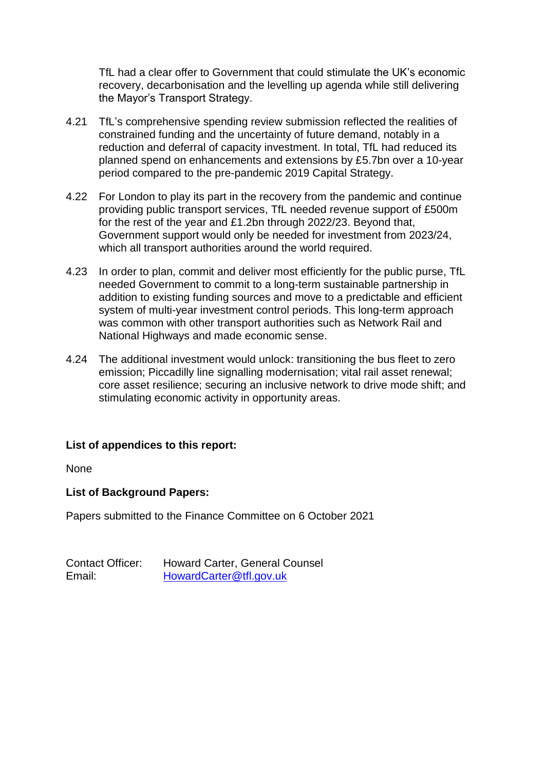TfL had a clear offer to Government that could stimulate the UK's economic recovery, decarbonisation and the levelling up agenda while still delivering the Mayor's Transport Strategy.

4.21 TfL's comprehensive spending review submission reflected the realities of constrained funding and the uncertainty of future demand, notably in a reduction and deferral of capacity investment. In total, TfL had reduced its planned spend on enhancements and extensions by £5.7bn over a 10-year period compared to the pre-pandemic 2019 Capital Strategy.

4.22 For London to play its part in the recovery from the pandemic and continue providing public transport services, TfL needed revenue support of £500m for the rest of the year and £1.2bn through 2022/23. Beyond that, Government support would only be needed for investment from 2023/24, which all transport authorities around the world required.

4.23 In order to plan, commit and deliver most efficiently for the public purse, TfL needed Government to commit to a long-term sustainable partnership in addition to existing funding sources and move to a predictable and efficient system of multi-year investment control periods. This long-term approach was common with other transport authorities such as Network Rail and National Highways and made economic sense.

4.24 The additional investment would unlock: transitioning the bus fleet to zero emission; Piccadilly line signalling modernisation; vital rail asset renewal; core asset resilience; securing an inclusive network to drive mode shift; and stimulating economic activity in opportunity areas.

**List of appendices to this report:**

None

**List of Background Papers:**

Papers submitted to the Finance Committee on 6 October 2021

Contact Officer: Howard Carter, General Counsel
Email: HowardCarter@tfl.gov.uk